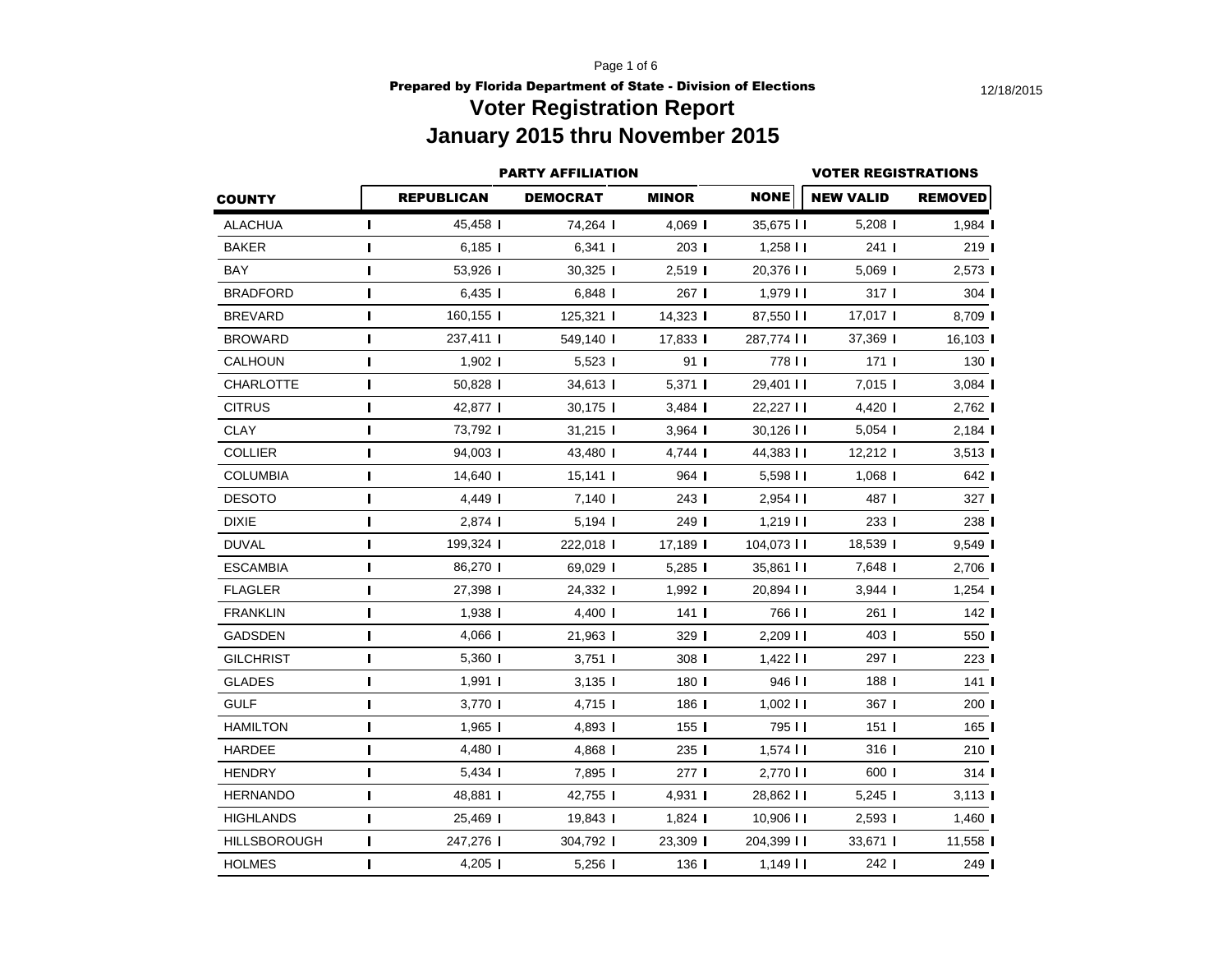**Prepared by Florida Department of State - Division of Elections**

12/18/2015

# Voter Registration Report

## January 2015 thru November 2015

| | PARTY AFFILIATION | | | | VOTER REGISTRATIONS | |
|---|---|---|---|---|---|---|
| COUNTY | REPUBLICAN | DEMOCRAT | MINOR | NONE | NEW VALID | REMOVED |
| ALACHUA | 45,458 | 74,264 | 4,069 | 35,675 | 5,208 | 1,984 |
| BAKER | 6,185 | 6,341 | 203 | 1,258 | 241 | 219 |
| BAY | 53,926 | 30,325 | 2,519 | 20,376 | 5,069 | 2,573 |
| BRADFORD | 6,435 | 6,848 | 267 | 1,979 | 317 | 304 |
| BREVARD | 160,155 | 125,321 | 14,323 | 87,550 | 17,017 | 8,709 |
| BROWARD | 237,411 | 549,140 | 17,833 | 287,774 | 37,369 | 16,103 |
| CALHOUN | 1,902 | 5,523 | 91 | 778 | 171 | 130 |
| CHARLOTTE | 50,828 | 34,613 | 5,371 | 29,401 | 7,015 | 3,084 |
| CITRUS | 42,877 | 30,175 | 3,484 | 22,227 | 4,420 | 2,762 |
| CLAY | 73,792 | 31,215 | 3,964 | 30,126 | 5,054 | 2,184 |
| COLLIER | 94,003 | 43,480 | 4,744 | 44,383 | 12,212 | 3,513 |
| COLUMBIA | 14,640 | 15,141 | 964 | 5,598 | 1,068 | 642 |
| DESOTO | 4,449 | 7,140 | 243 | 2,954 | 487 | 327 |
| DIXIE | 2,874 | 5,194 | 249 | 1,219 | 233 | 238 |
| DUVAL | 199,324 | 222,018 | 17,189 | 104,073 | 18,539 | 9,549 |
| ESCAMBIA | 86,270 | 69,029 | 5,285 | 35,861 | 7,648 | 2,706 |
| FLAGLER | 27,398 | 24,332 | 1,992 | 20,894 | 3,944 | 1,254 |
| FRANKLIN | 1,938 | 4,400 | 141 | 766 | 261 | 142 |
| GADSDEN | 4,066 | 21,963 | 329 | 2,209 | 403 | 550 |
| GILCHRIST | 5,360 | 3,751 | 308 | 1,422 | 297 | 223 |
| GLADES | 1,991 | 3,135 | 180 | 946 | 188 | 141 |
| GULF | 3,770 | 4,715 | 186 | 1,002 | 367 | 200 |
| HAMILTON | 1,965 | 4,893 | 155 | 795 | 151 | 165 |
| HARDEE | 4,480 | 4,868 | 235 | 1,574 | 316 | 210 |
| HENDRY | 5,434 | 7,895 | 277 | 2,770 | 600 | 314 |
| HERNANDO | 48,881 | 42,755 | 4,931 | 28,862 | 5,245 | 3,113 |
| HIGHLANDS | 25,469 | 19,843 | 1,824 | 10,906 | 2,593 | 1,460 |
| HILLSBOROUGH | 247,276 | 304,792 | 23,309 | 204,399 | 33,671 | 11,558 |
| HOLMES | 4,205 | 5,256 | 136 | 1,149 | 242 | 249 |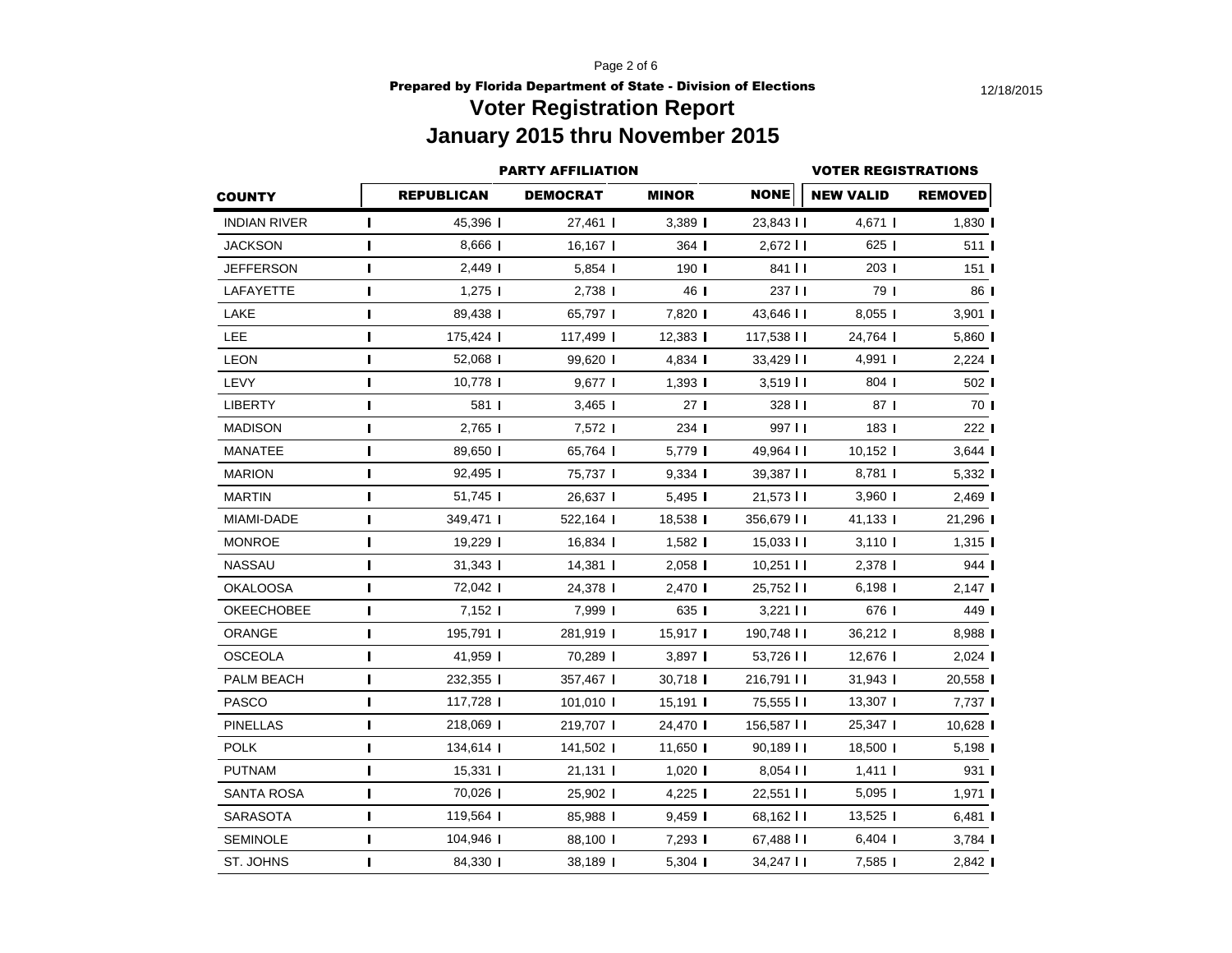Prepared by Florida Department of State - Division of Elections

12/18/2015

# Voter Registration Report

# January 2015 thru November 2015

| COUNTY | PARTY AFFILIATION | | | | VOTER REGISTRATIONS | |
|---|---|---|---|---|---|---|
| | REPUBLICAN | DEMOCRAT | MINOR | NONE | NEW VALID | REMOVED |
| INDIAN RIVER | 45,396 | 27,461 | 3,389 | 23,843 | 4,671 | 1,830 |
| JACKSON | 8,666 | 16,167 | 364 | 2,672 | 625 | 511 |
| JEFFERSON | 2,449 | 5,854 | 190 | 841 | 203 | 151 |
| LAFAYETTE | 1,275 | 2,738 | 46 | 237 | 79 | 86 |
| LAKE | 89,438 | 65,797 | 7,820 | 43,646 | 8,055 | 3,901 |
| LEE | 175,424 | 117,499 | 12,383 | 117,538 | 24,764 | 5,860 |
| LEON | 52,068 | 99,620 | 4,834 | 33,429 | 4,991 | 2,224 |
| LEVY | 10,778 | 9,677 | 1,393 | 3,519 | 804 | 502 |
| LIBERTY | 581 | 3,465 | 27 | 328 | 87 | 70 |
| MADISON | 2,765 | 7,572 | 234 | 997 | 183 | 222 |
| MANATEE | 89,650 | 65,764 | 5,779 | 49,964 | 10,152 | 3,644 |
| MARION | 92,495 | 75,737 | 9,334 | 39,387 | 8,781 | 5,332 |
| MARTIN | 51,745 | 26,637 | 5,495 | 21,573 | 3,960 | 2,469 |
| MIAMI-DADE | 349,471 | 522,164 | 18,538 | 356,679 | 41,133 | 21,296 |
| MONROE | 19,229 | 16,834 | 1,582 | 15,033 | 3,110 | 1,315 |
| NASSAU | 31,343 | 14,381 | 2,058 | 10,251 | 2,378 | 944 |
| OKALOOSA | 72,042 | 24,378 | 2,470 | 25,752 | 6,198 | 2,147 |
| OKEECHOBEE | 7,152 | 7,999 | 635 | 3,221 | 676 | 449 |
| ORANGE | 195,791 | 281,919 | 15,917 | 190,748 | 36,212 | 8,988 |
| OSCEOLA | 41,959 | 70,289 | 3,897 | 53,726 | 12,676 | 2,024 |
| PALM BEACH | 232,355 | 357,467 | 30,718 | 216,791 | 31,943 | 20,558 |
| PASCO | 117,728 | 101,010 | 15,191 | 75,555 | 13,307 | 7,737 |
| PINELLAS | 218,069 | 219,707 | 24,470 | 156,587 | 25,347 | 10,628 |
| POLK | 134,614 | 141,502 | 11,650 | 90,189 | 18,500 | 5,198 |
| PUTNAM | 15,331 | 21,131 | 1,020 | 8,054 | 1,411 | 931 |
| SANTA ROSA | 70,026 | 25,902 | 4,225 | 22,551 | 5,095 | 1,971 |
| SARASOTA | 119,564 | 85,988 | 9,459 | 68,162 | 13,525 | 6,481 |
| SEMINOLE | 104,946 | 88,100 | 7,293 | 67,488 | 6,404 | 3,784 |
| ST. JOHNS | 84,330 | 38,189 | 5,304 | 34,247 | 7,585 | 2,842 |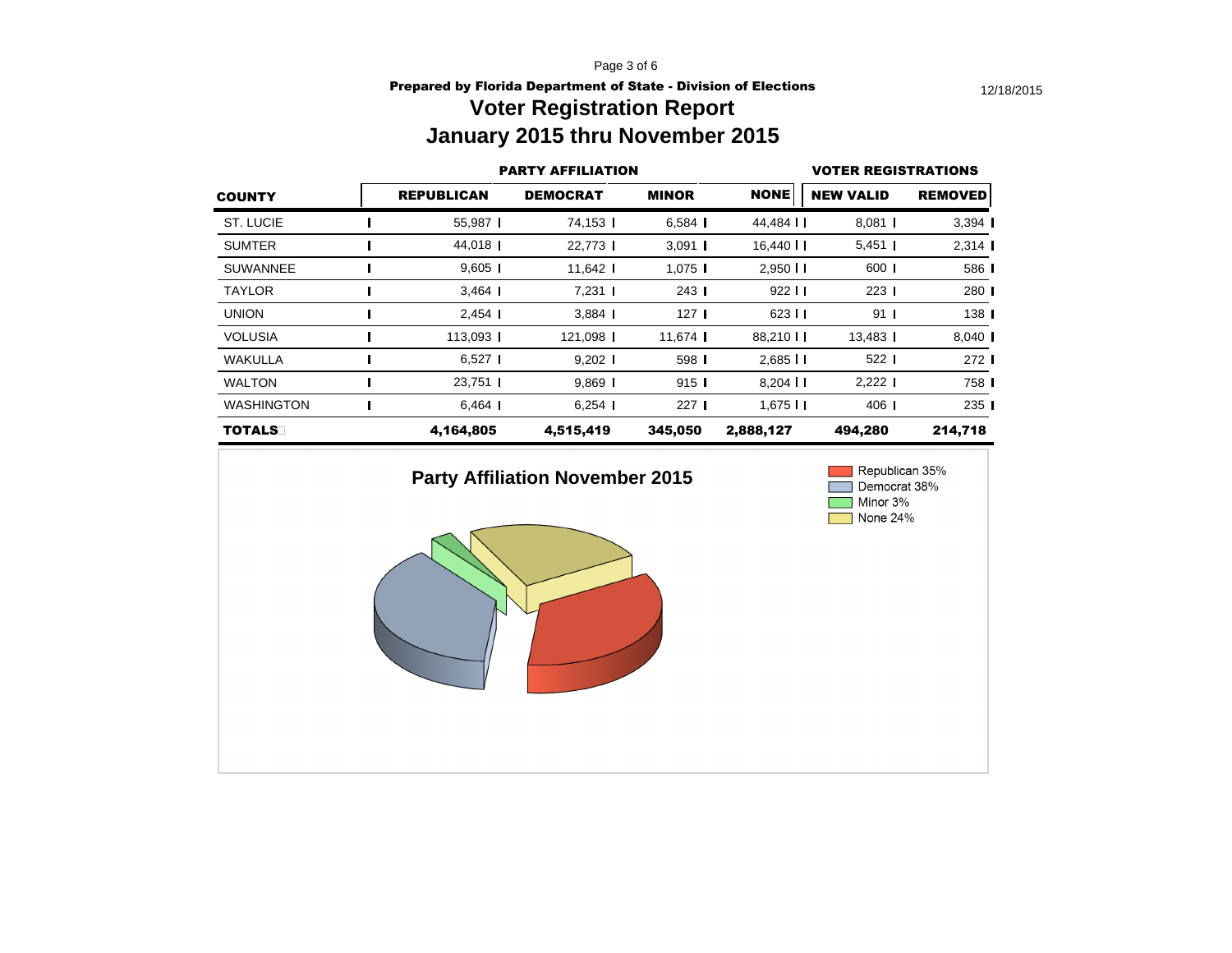Prepared by Florida Department of State - Division of Elections

12/18/2015

# Voter Registration Report
# January 2015 thru November 2015

| | PARTY AFFILIATION | | | | VOTER REGISTRATIONS | |
|---|---|---|---|---|---|---|
| **COUNTY** | **REPUBLICAN** | **DEMOCRAT** | **MINOR** | **NONE** | **NEW VALID** | **REMOVED** |
| ST. LUCIE | 55,987 | 74,153 | 6,584 | 44,484 | 8,081 | 3,394 |
| SUMTER | 44,018 | 22,773 | 3,091 | 16,440 | 5,451 | 2,314 |
| SUWANNEE | 9,605 | 11,642 | 1,075 | 2,950 | 600 | 586 |
| TAYLOR | 3,464 | 7,231 | 243 | 922 | 223 | 280 |
| UNION | 2,454 | 3,884 | 127 | 623 | 91 | 138 |
| VOLUSIA | 113,093 | 121,098 | 11,674 | 88,210 | 13,483 | 8,040 |
| WAKULLA | 6,527 | 9,202 | 598 | 2,685 | 522 | 272 |
| WALTON | 23,751 | 9,869 | 915 | 8,204 | 2,222 | 758 |
| WASHINGTON | 6,464 | 6,254 | 227 | 1,675 | 406 | 235 |
| **TOTALS** | **4,164,805** | **4,515,419** | **345,050** | **2,888,127** | **494,280** | **214,718** |

**Party Affiliation November 2015**

- Republican 35%
- Democrat 38%
- Minor 3%
- None 24%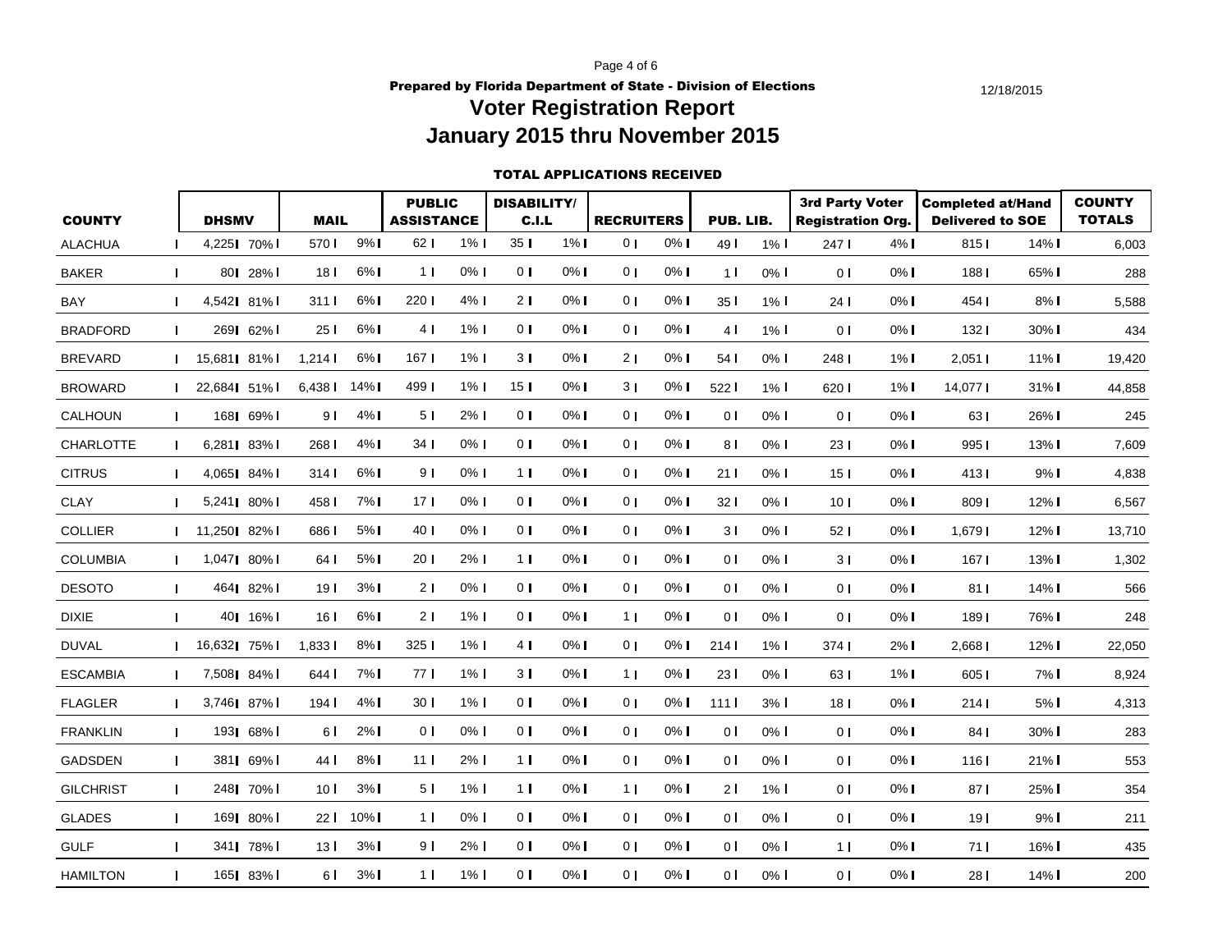Prepared by Florida Department of State - Division of Elections

12/18/2015

# Voter Registration Report

# January 2015 thru November 2015

## TOTAL APPLICATIONS RECEIVED

| COUNTY | DHSMV | | MAIL | | PUBLIC ASSISTANCE | | DISABILITY/ C.I.L | | RECRUITERS | | PUB. LIB. | | 3rd Party Voter Registration Org. | | Completed at/Hand Delivered to SOE | | COUNTY TOTALS |
|---|---|---|---|---|---|---|---|---|---|---|---|---|---|---|---|---|---|
| ALACHUA | 4,225 | 70% | 570 | 9% | 62 | 1% | 35 | 1% | 0 | 0% | 49 | 1% | 247 | 4% | 815 | 14% | 6,003 |
| BAKER | 80 | 28% | 18 | 6% | 1 | 0% | 0 | 0% | 0 | 0% | 1 | 0% | 0 | 0% | 188 | 65% | 288 |
| BAY | 4,542 | 81% | 311 | 6% | 220 | 4% | 2 | 0% | 0 | 0% | 35 | 1% | 24 | 0% | 454 | 8% | 5,588 |
| BRADFORD | 269 | 62% | 25 | 6% | 4 | 1% | 0 | 0% | 0 | 0% | 4 | 1% | 0 | 0% | 132 | 30% | 434 |
| BREVARD | 15,681 | 81% | 1,214 | 6% | 167 | 1% | 3 | 0% | 2 | 0% | 54 | 0% | 248 | 1% | 2,051 | 11% | 19,420 |
| BROWARD | 22,684 | 51% | 6,438 | 14% | 499 | 1% | 15 | 0% | 3 | 0% | 522 | 1% | 620 | 1% | 14,077 | 31% | 44,858 |
| CALHOUN | 168 | 69% | 9 | 4% | 5 | 2% | 0 | 0% | 0 | 0% | 0 | 0% | 0 | 0% | 63 | 26% | 245 |
| CHARLOTTE | 6,281 | 83% | 268 | 4% | 34 | 0% | 0 | 0% | 0 | 0% | 8 | 0% | 23 | 0% | 995 | 13% | 7,609 |
| CITRUS | 4,065 | 84% | 314 | 6% | 9 | 0% | 1 | 0% | 0 | 0% | 21 | 0% | 15 | 0% | 413 | 9% | 4,838 |
| CLAY | 5,241 | 80% | 458 | 7% | 17 | 0% | 0 | 0% | 0 | 0% | 32 | 0% | 10 | 0% | 809 | 12% | 6,567 |
| COLLIER | 11,250 | 82% | 686 | 5% | 40 | 0% | 0 | 0% | 0 | 0% | 3 | 0% | 52 | 0% | 1,679 | 12% | 13,710 |
| COLUMBIA | 1,047 | 80% | 64 | 5% | 20 | 2% | 1 | 0% | 0 | 0% | 0 | 0% | 3 | 0% | 167 | 13% | 1,302 |
| DESOTO | 464 | 82% | 19 | 3% | 2 | 0% | 0 | 0% | 0 | 0% | 0 | 0% | 0 | 0% | 81 | 14% | 566 |
| DIXIE | 40 | 16% | 16 | 6% | 2 | 1% | 0 | 0% | 1 | 0% | 0 | 0% | 0 | 0% | 189 | 76% | 248 |
| DUVAL | 16,632 | 75% | 1,833 | 8% | 325 | 1% | 4 | 0% | 0 | 0% | 214 | 1% | 374 | 2% | 2,668 | 12% | 22,050 |
| ESCAMBIA | 7,508 | 84% | 644 | 7% | 77 | 1% | 3 | 0% | 1 | 0% | 23 | 0% | 63 | 1% | 605 | 7% | 8,924 |
| FLAGLER | 3,746 | 87% | 194 | 4% | 30 | 1% | 0 | 0% | 0 | 0% | 111 | 3% | 18 | 0% | 214 | 5% | 4,313 |
| FRANKLIN | 193 | 68% | 6 | 2% | 0 | 0% | 0 | 0% | 0 | 0% | 0 | 0% | 0 | 0% | 84 | 30% | 283 |
| GADSDEN | 381 | 69% | 44 | 8% | 11 | 2% | 1 | 0% | 0 | 0% | 0 | 0% | 0 | 0% | 116 | 21% | 553 |
| GILCHRIST | 248 | 70% | 10 | 3% | 5 | 1% | 1 | 0% | 1 | 0% | 2 | 1% | 0 | 0% | 87 | 25% | 354 |
| GLADES | 169 | 80% | 22 | 10% | 1 | 0% | 0 | 0% | 0 | 0% | 0 | 0% | 0 | 0% | 19 | 9% | 211 |
| GULF | 341 | 78% | 13 | 3% | 9 | 2% | 0 | 0% | 0 | 0% | 0 | 0% | 1 | 0% | 71 | 16% | 435 |
| HAMILTON | 165 | 83% | 6 | 3% | 1 | 1% | 0 | 0% | 0 | 0% | 0 | 0% | 0 | 0% | 28 | 14% | 200 |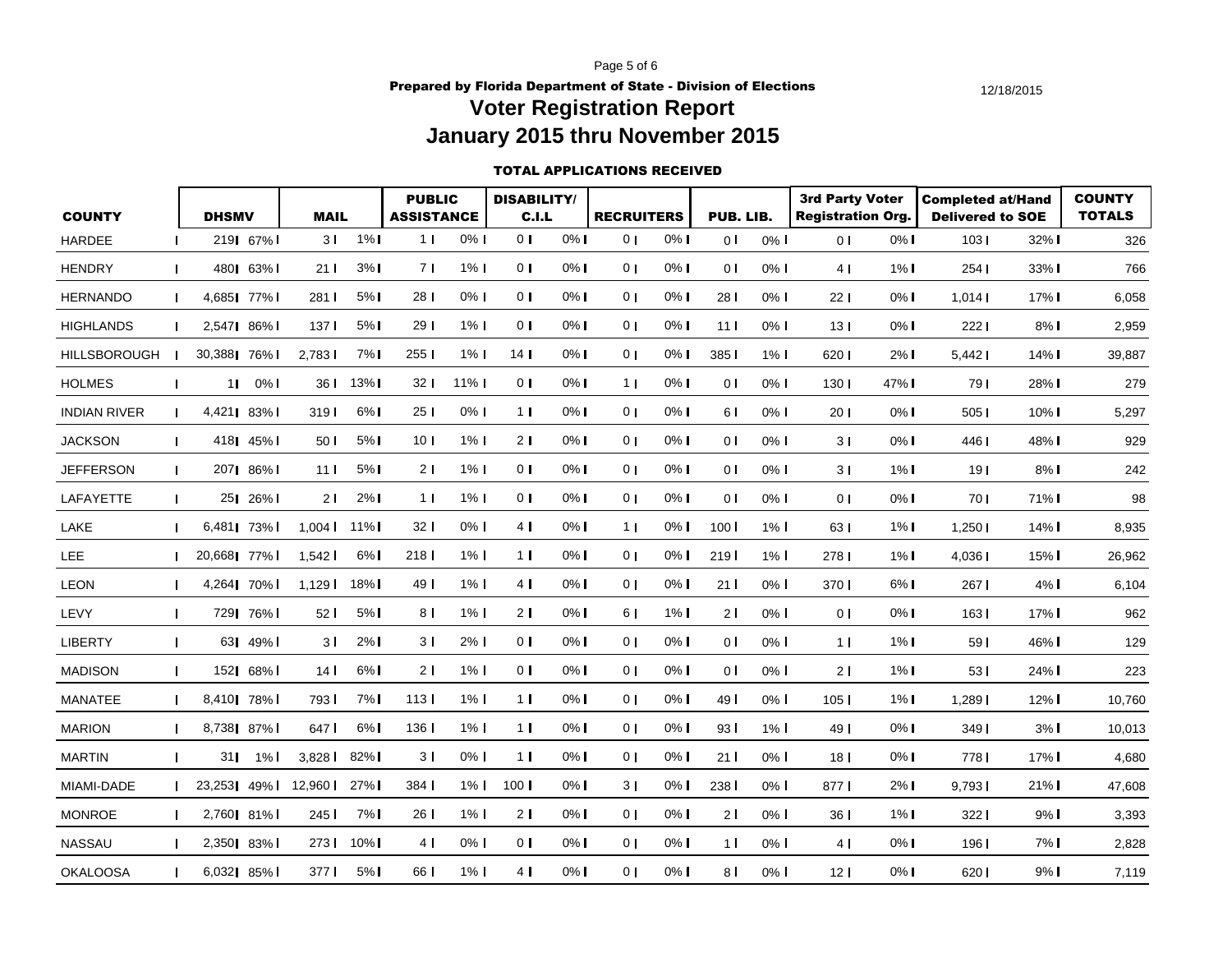Prepared by Florida Department of State - Division of Elections

12/18/2015

# Voter Registration Report

## January 2015 thru November 2015

### TOTAL APPLICATIONS RECEIVED

| COUNTY | DHSMV | | MAIL | | PUBLIC ASSISTANCE | | DISABILITY/ C.I.L | | RECRUITERS | | PUB. LIB. | | 3rd Party Voter Registration Org. | | Completed at/Hand Delivered to SOE | | COUNTY TOTALS |
|---|---|---|---|---|---|---|---|---|---|---|---|---|---|---|---|---|---|
| HARDEE | 219 | 67% | 3 | 1% | 1 | 0% | 0 | 0% | 0 | 0% | 0 | 0% | 0 | 0% | 103 | 32% | 326 |
| HENDRY | 480 | 63% | 21 | 3% | 7 | 1% | 0 | 0% | 0 | 0% | 0 | 0% | 4 | 1% | 254 | 33% | 766 |
| HERNANDO | 4,685 | 77% | 281 | 5% | 28 | 0% | 0 | 0% | 0 | 0% | 28 | 0% | 22 | 0% | 1,014 | 17% | 6,058 |
| HIGHLANDS | 2,547 | 86% | 137 | 5% | 29 | 1% | 0 | 0% | 0 | 0% | 11 | 0% | 13 | 0% | 222 | 8% | 2,959 |
| HILLSBOROUGH | 30,388 | 76% | 2,783 | 7% | 255 | 1% | 14 | 0% | 0 | 0% | 385 | 1% | 620 | 2% | 5,442 | 14% | 39,887 |
| HOLMES | 1 | 0% | 36 | 13% | 32 | 11% | 0 | 0% | 1 | 0% | 0 | 0% | 130 | 47% | 79 | 28% | 279 |
| INDIAN RIVER | 4,421 | 83% | 319 | 6% | 25 | 0% | 1 | 0% | 0 | 0% | 6 | 0% | 20 | 0% | 505 | 10% | 5,297 |
| JACKSON | 418 | 45% | 50 | 5% | 10 | 1% | 2 | 0% | 0 | 0% | 0 | 0% | 3 | 0% | 446 | 48% | 929 |
| JEFFERSON | 207 | 86% | 11 | 5% | 2 | 1% | 0 | 0% | 0 | 0% | 0 | 0% | 3 | 1% | 19 | 8% | 242 |
| LAFAYETTE | 25 | 26% | 2 | 2% | 1 | 1% | 0 | 0% | 0 | 0% | 0 | 0% | 0 | 0% | 70 | 71% | 98 |
| LAKE | 6,481 | 73% | 1,004 | 11% | 32 | 0% | 4 | 0% | 1 | 0% | 100 | 1% | 63 | 1% | 1,250 | 14% | 8,935 |
| LEE | 20,668 | 77% | 1,542 | 6% | 218 | 1% | 1 | 0% | 0 | 0% | 219 | 1% | 278 | 1% | 4,036 | 15% | 26,962 |
| LEON | 4,264 | 70% | 1,129 | 18% | 49 | 1% | 4 | 0% | 0 | 0% | 21 | 0% | 370 | 6% | 267 | 4% | 6,104 |
| LEVY | 729 | 76% | 52 | 5% | 8 | 1% | 2 | 0% | 6 | 1% | 2 | 0% | 0 | 0% | 163 | 17% | 962 |
| LIBERTY | 63 | 49% | 3 | 2% | 3 | 2% | 0 | 0% | 0 | 0% | 0 | 0% | 1 | 1% | 59 | 46% | 129 |
| MADISON | 152 | 68% | 14 | 6% | 2 | 1% | 0 | 0% | 0 | 0% | 0 | 0% | 2 | 1% | 53 | 24% | 223 |
| MANATEE | 8,410 | 78% | 793 | 7% | 113 | 1% | 1 | 0% | 0 | 0% | 49 | 0% | 105 | 1% | 1,289 | 12% | 10,760 |
| MARION | 8,738 | 87% | 647 | 6% | 136 | 1% | 1 | 0% | 0 | 0% | 93 | 1% | 49 | 0% | 349 | 3% | 10,013 |
| MARTIN | 31 | 1% | 3,828 | 82% | 3 | 0% | 1 | 0% | 0 | 0% | 21 | 0% | 18 | 0% | 778 | 17% | 4,680 |
| MIAMI-DADE | 23,253 | 49% | 12,960 | 27% | 384 | 1% | 100 | 0% | 3 | 0% | 238 | 0% | 877 | 2% | 9,793 | 21% | 47,608 |
| MONROE | 2,760 | 81% | 245 | 7% | 26 | 1% | 2 | 0% | 0 | 0% | 2 | 0% | 36 | 1% | 322 | 9% | 3,393 |
| NASSAU | 2,350 | 83% | 273 | 10% | 4 | 0% | 0 | 0% | 0 | 0% | 1 | 0% | 4 | 0% | 196 | 7% | 2,828 |
| OKALOOSA | 6,032 | 85% | 377 | 5% | 66 | 1% | 4 | 0% | 0 | 0% | 8 | 0% | 12 | 0% | 620 | 9% | 7,119 |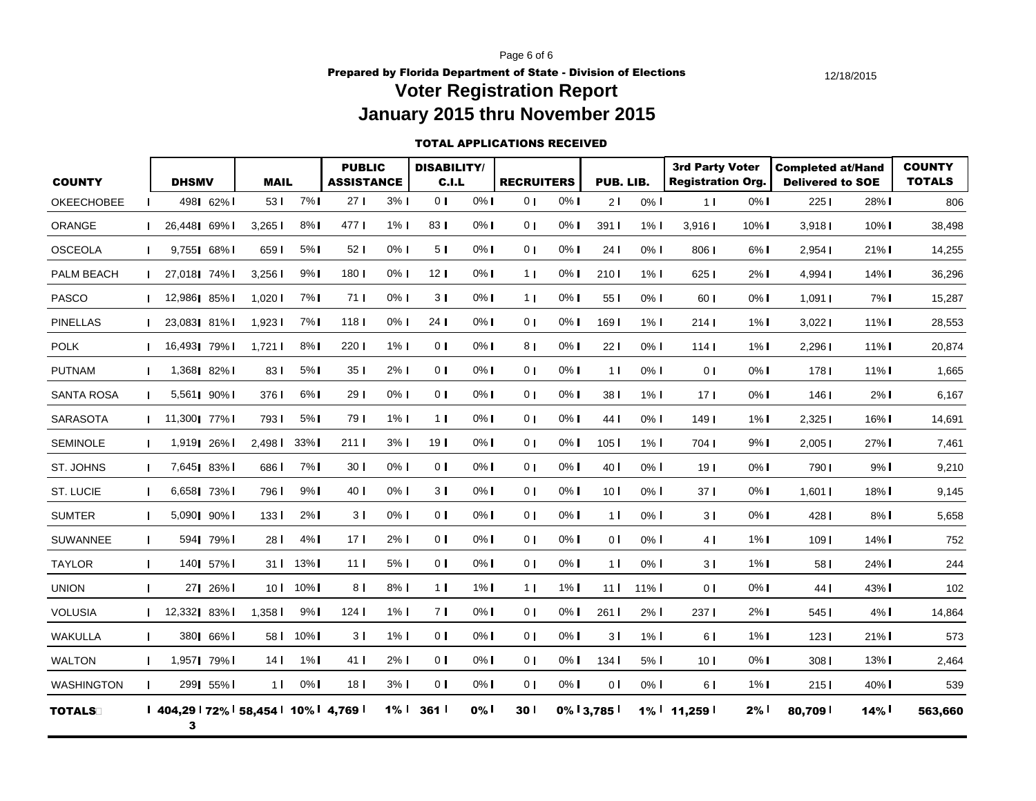Prepared by Florida Department of State - Division of Elections

12/18/2015

# Voter Registration Report

## January 2015 thru November 2015

### TOTAL APPLICATIONS RECEIVED

| COUNTY | DHSMV | | MAIL | | PUBLIC ASSISTANCE | | DISABILITY/ C.I.L | | RECRUITERS | | PUB. LIB. | | 3rd Party Voter Registration Org. | | Completed at/Hand Delivered to SOE | | COUNTY TOTALS |
|---|---|---|---|---|---|---|---|---|---|---|---|---|---|---|---|---|---|
| OKEECHOBEE | 498 | 62% | 53 | 7% | 27 | 3% | 0 | 0% | 0 | 0% | 2 | 0% | 1 | 0% | 225 | 28% | 806 |
| ORANGE | 26,448 | 69% | 3,265 | 8% | 477 | 1% | 83 | 0% | 0 | 0% | 391 | 1% | 3,916 | 10% | 3,918 | 10% | 38,498 |
| OSCEOLA | 9,755 | 68% | 659 | 5% | 52 | 0% | 5 | 0% | 0 | 0% | 24 | 0% | 806 | 6% | 2,954 | 21% | 14,255 |
| PALM BEACH | 27,018 | 74% | 3,256 | 9% | 180 | 0% | 12 | 0% | 1 | 0% | 210 | 1% | 625 | 2% | 4,994 | 14% | 36,296 |
| PASCO | 12,986 | 85% | 1,020 | 7% | 71 | 0% | 3 | 0% | 1 | 0% | 55 | 0% | 60 | 0% | 1,091 | 7% | 15,287 |
| PINELLAS | 23,083 | 81% | 1,923 | 7% | 118 | 0% | 24 | 0% | 0 | 0% | 169 | 1% | 214 | 1% | 3,022 | 11% | 28,553 |
| POLK | 16,493 | 79% | 1,721 | 8% | 220 | 1% | 0 | 0% | 8 | 0% | 22 | 0% | 114 | 1% | 2,296 | 11% | 20,874 |
| PUTNAM | 1,368 | 82% | 83 | 5% | 35 | 2% | 0 | 0% | 0 | 0% | 1 | 0% | 0 | 0% | 178 | 11% | 1,665 |
| SANTA ROSA | 5,561 | 90% | 376 | 6% | 29 | 0% | 0 | 0% | 0 | 0% | 38 | 1% | 17 | 0% | 146 | 2% | 6,167 |
| SARASOTA | 11,300 | 77% | 793 | 5% | 79 | 1% | 1 | 0% | 0 | 0% | 44 | 0% | 149 | 1% | 2,325 | 16% | 14,691 |
| SEMINOLE | 1,919 | 26% | 2,498 | 33% | 211 | 3% | 19 | 0% | 0 | 0% | 105 | 1% | 704 | 9% | 2,005 | 27% | 7,461 |
| ST. JOHNS | 7,645 | 83% | 686 | 7% | 30 | 0% | 0 | 0% | 0 | 0% | 40 | 0% | 19 | 0% | 790 | 9% | 9,210 |
| ST. LUCIE | 6,658 | 73% | 796 | 9% | 40 | 0% | 3 | 0% | 0 | 0% | 10 | 0% | 37 | 0% | 1,601 | 18% | 9,145 |
| SUMTER | 5,090 | 90% | 133 | 2% | 3 | 0% | 0 | 0% | 0 | 0% | 1 | 0% | 3 | 0% | 428 | 8% | 5,658 |
| SUWANNEE | 594 | 79% | 28 | 4% | 17 | 2% | 0 | 0% | 0 | 0% | 0 | 0% | 4 | 1% | 109 | 14% | 752 |
| TAYLOR | 140 | 57% | 31 | 13% | 11 | 5% | 0 | 0% | 0 | 0% | 1 | 0% | 3 | 1% | 58 | 24% | 244 |
| UNION | 27 | 26% | 10 | 10% | 8 | 8% | 1 | 1% | 1 | 1% | 11 | 11% | 0 | 0% | 44 | 43% | 102 |
| VOLUSIA | 12,332 | 83% | 1,358 | 9% | 124 | 1% | 7 | 0% | 0 | 0% | 261 | 2% | 237 | 2% | 545 | 4% | 14,864 |
| WAKULLA | 380 | 66% | 58 | 10% | 3 | 1% | 0 | 0% | 0 | 0% | 3 | 1% | 6 | 1% | 123 | 21% | 573 |
| WALTON | 1,957 | 79% | 14 | 1% | 41 | 2% | 0 | 0% | 0 | 0% | 134 | 5% | 10 | 0% | 308 | 13% | 2,464 |
| WASHINGTON | 299 | 55% | 1 | 0% | 18 | 3% | 0 | 0% | 0 | 0% | 0 | 0% | 6 | 1% | 215 | 40% | 539 |
| **TOTALS** | **404,293** | **72%** | **58,454** | **10%** | **4,769** | **1%** | **361** | **0%** | **30** | **0%** | **3,785** | **1%** | **11,259** | **2%** | **80,709** | **14%** | **563,660** |